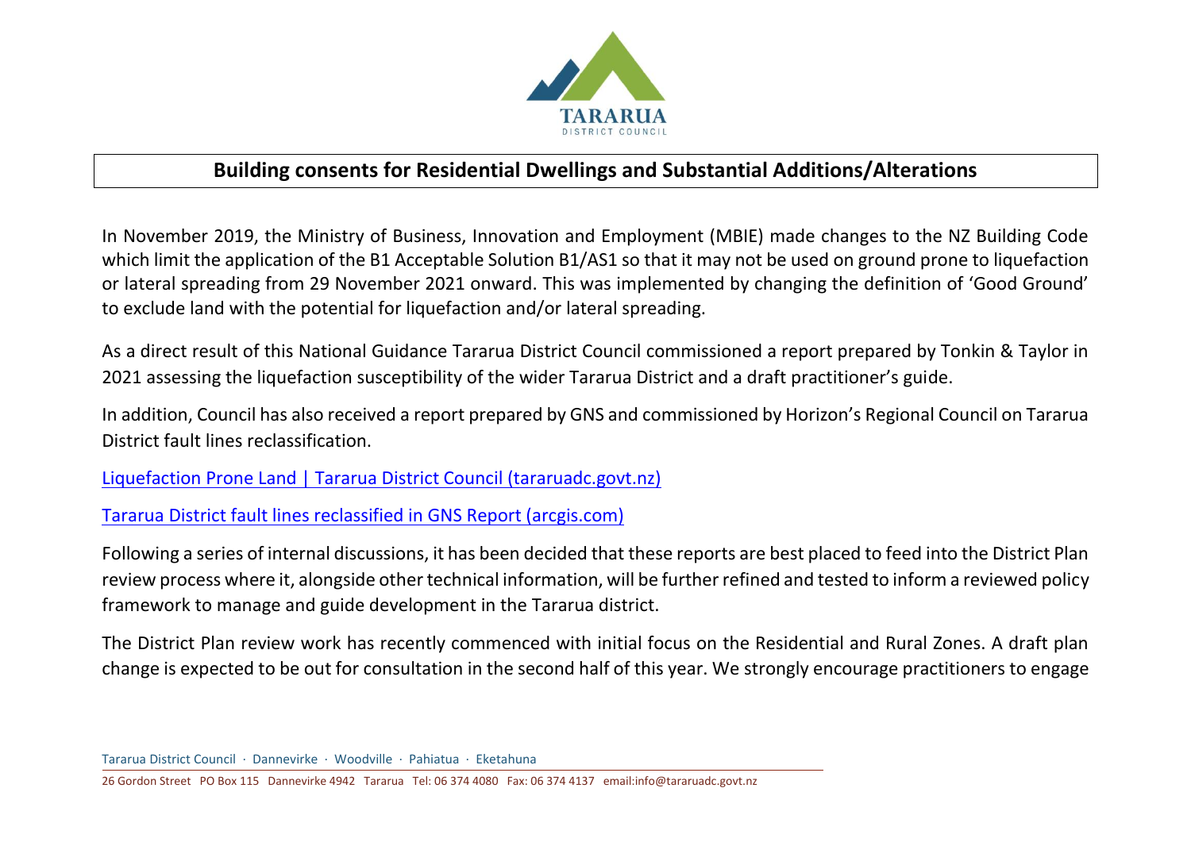# Building consents for Residential Dwellings and Substantial Additions/Alterations

In November 2019, the Ministry of Business, Innovation and Employment (MBIE) made changes to the NZ Building Code which limit the application of the B1 Acceptable Solution B1/AS1 so that it may not be used on ground prone to liquefaction or lateral spreading from 29 November 2021 onward. This was implemented by changing the definition of 'Good Ground' to exclude land with the potential for liquefaction and/or lateral spreading.

As a direct result of this National Guidance Tararua District Council commissioned a report prepared by Tonkin & Taylor in 2021 assessing the liquefaction susceptibility of the wider Tararua District and a draft practitioner's guide.

In addition, Council has also received a report prepared by GNS and commissioned by Horizon's Regional Council on Tararua District fault lines reclassification.

Liquefaction Prone Land | Tararua District Council (tararuadc.govt.nz)

Tararua District fault lines reclassified in GNS Report (arcgis.com)

Following a series of internal discussions, it has been decided that these reports are best placed to feed into the District Plan review process where it, alongside other technical information, will be further refined and tested to inform a reviewed policy framework to manage and guide development in the Tararua district.

The District Plan review work has recently commenced with initial focus on the Residential and Rural Zones. A draft plan change is expected to be out for consultation in the second half of this year. We strongly encourage practitioners to engage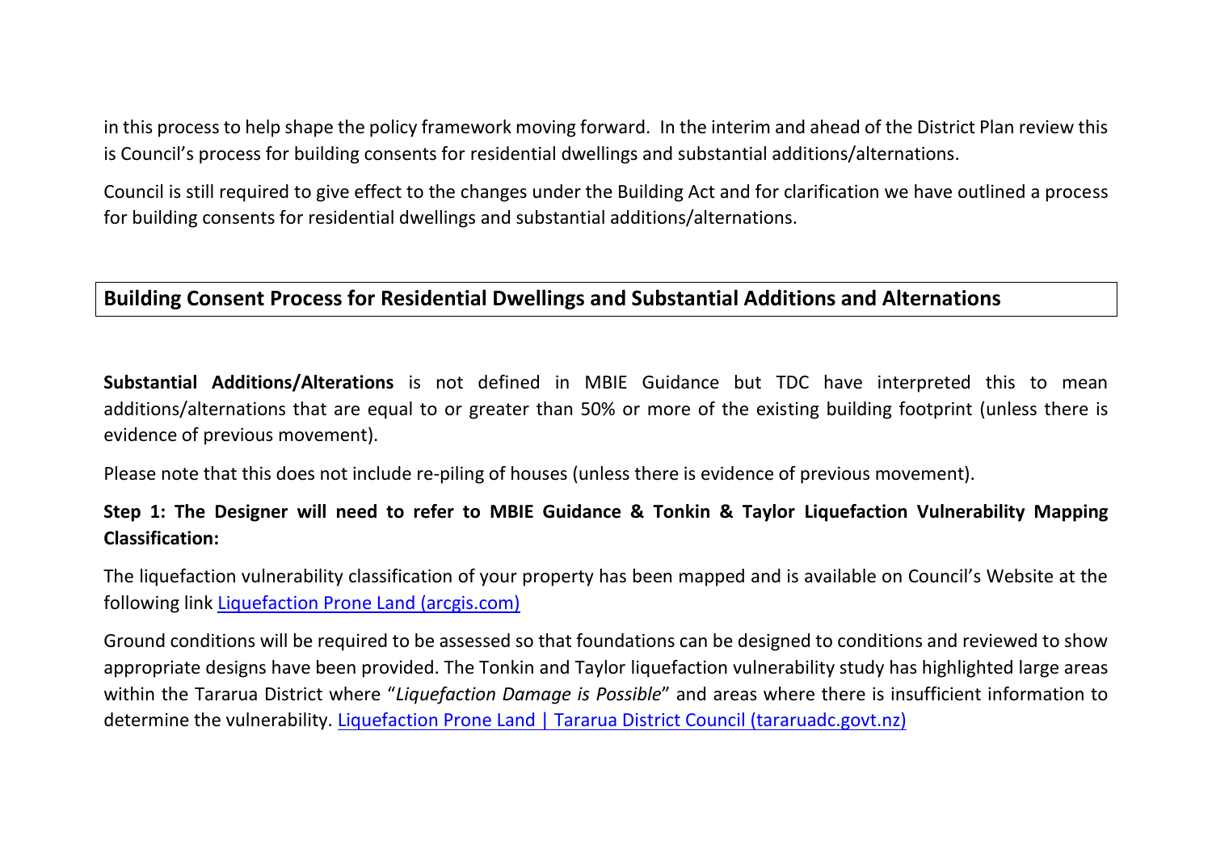in this process to help shape the policy framework moving forward. In the interim and ahead of the District Plan review this is Council's process for building consents for residential dwellings and substantial additions/alternations.

Council is still required to give effect to the changes under the Building Act and for clarification we have outlined a process for building consents for residential dwellings and substantial additions/alternations.

## Building Consent Process for Residential Dwellings and Substantial Additions and Alternations

**Substantial Additions/Alterations** is not defined in MBIE Guidance but TDC have interpreted this to mean additions/alternations that are equal to or greater than 50% or more of the existing building footprint (unless there is evidence of previous movement).

Please note that this does not include re-piling of houses (unless there is evidence of previous movement).

**Step 1: The Designer will need to refer to MBIE Guidance & Tonkin & Taylor Liquefaction Vulnerability Mapping Classification:**

The liquefaction vulnerability classification of your property has been mapped and is available on Council's Website at the following link Liquefaction Prone Land (arcgis.com)

Ground conditions will be required to be assessed so that foundations can be designed to conditions and reviewed to show appropriate designs have been provided. The Tonkin and Taylor liquefaction vulnerability study has highlighted large areas within the Tararua District where "*Liquefaction Damage is Possible*" and areas where there is insufficient information to determine the vulnerability. Liquefaction Prone Land | Tararua District Council (tararuadc.govt.nz)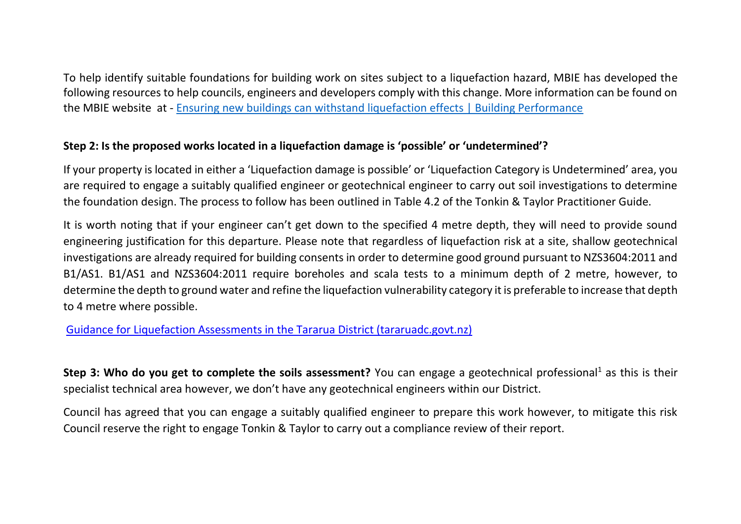To help identify suitable foundations for building work on sites subject to a liquefaction hazard, MBIE has developed the following resources to help councils, engineers and developers comply with this change. More information can be found on the MBIE website at - [Ensuring new buildings can withstand liquefaction effects | Building Performance]()

**Step 2: Is the proposed works located in a liquefaction damage is 'possible' or 'undetermined'?**

If your property is located in either a 'Liquefaction damage is possible' or 'Liquefaction Category is Undetermined' area, you are required to engage a suitably qualified engineer or geotechnical engineer to carry out soil investigations to determine the foundation design. The process to follow has been outlined in Table 4.2 of the Tonkin & Taylor Practitioner Guide.

It is worth noting that if your engineer can't get down to the specified 4 metre depth, they will need to provide sound engineering justification for this departure. Please note that regardless of liquefaction risk at a site, shallow geotechnical investigations are already required for building consents in order to determine good ground pursuant to NZS3604:2011 and B1/AS1. B1/AS1 and NZS3604:2011 require boreholes and scala tests to a minimum depth of 2 metre, however, to determine the depth to ground water and refine the liquefaction vulnerability category it is preferable to increase that depth to 4 metre where possible.

[Guidance for Liquefaction Assessments in the Tararua District (tararuadc.govt.nz)]()

**Step 3: Who do you get to complete the soils assessment?** You can engage a geotechnical professional[1] as this is their specialist technical area however, we don't have any geotechnical engineers within our District.

Council has agreed that you can engage a suitably qualified engineer to prepare this work however, to mitigate this risk Council reserve the right to engage Tonkin & Taylor to carry out a compliance review of their report.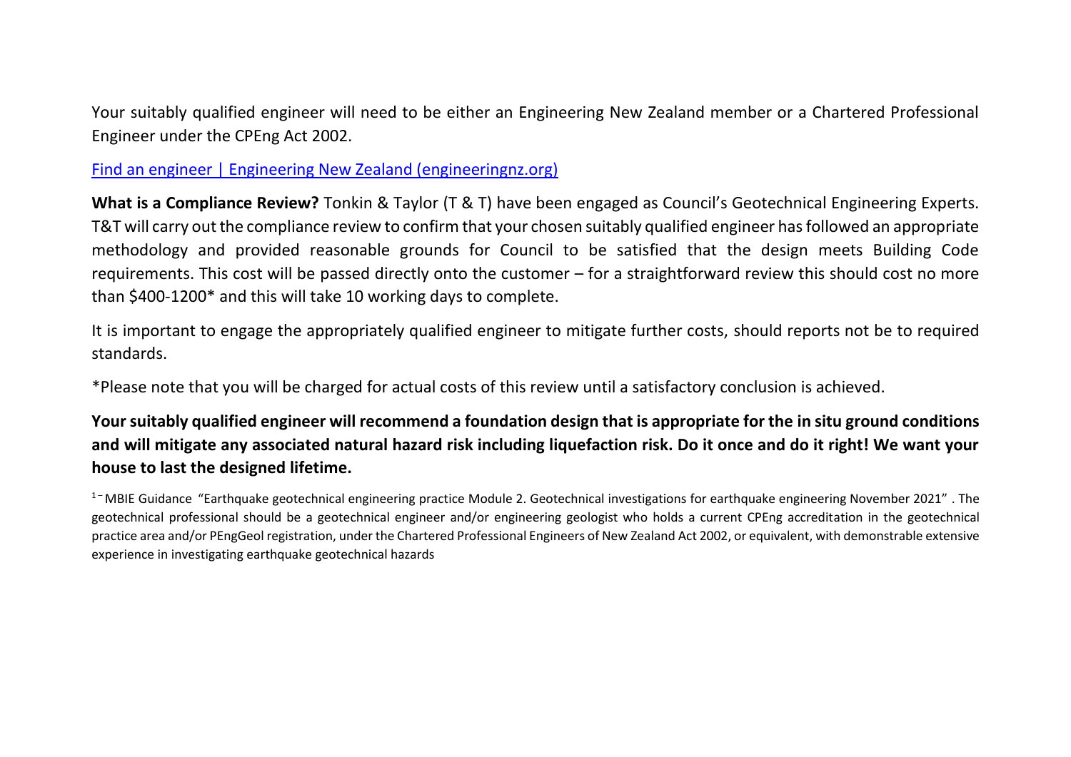Your suitably qualified engineer will need to be either an Engineering New Zealand member or a Chartered Professional Engineer under the CPEng Act 2002.

[Find an engineer | Engineering New Zealand (engineeringnz.org)](https://engineeringnz.org)

**What is a Compliance Review?** Tonkin & Taylor (T & T) have been engaged as Council's Geotechnical Engineering Experts. T&T will carry out the compliance review to confirm that your chosen suitably qualified engineer has followed an appropriate methodology and provided reasonable grounds for Council to be satisfied that the design meets Building Code requirements. This cost will be passed directly onto the customer – for a straightforward review this should cost no more than $400-1200* and this will take 10 working days to complete.

It is important to engage the appropriately qualified engineer to mitigate further costs, should reports not be to required standards.

*Please note that you will be charged for actual costs of this review until a satisfactory conclusion is achieved.

**Your suitably qualified engineer will recommend a foundation design that is appropriate for the in situ ground conditions and will mitigate any associated natural hazard risk including liquefaction risk. Do it once and do it right! We want your house to last the designed lifetime.**

[1] – MBIE Guidance "Earthquake geotechnical engineering practice Module 2. Geotechnical investigations for earthquake engineering November 2021" . The geotechnical professional should be a geotechnical engineer and/or engineering geologist who holds a current CPEng accreditation in the geotechnical practice area and/or PEngGeol registration, under the Chartered Professional Engineers of New Zealand Act 2002, or equivalent, with demonstrable extensive experience in investigating earthquake geotechnical hazards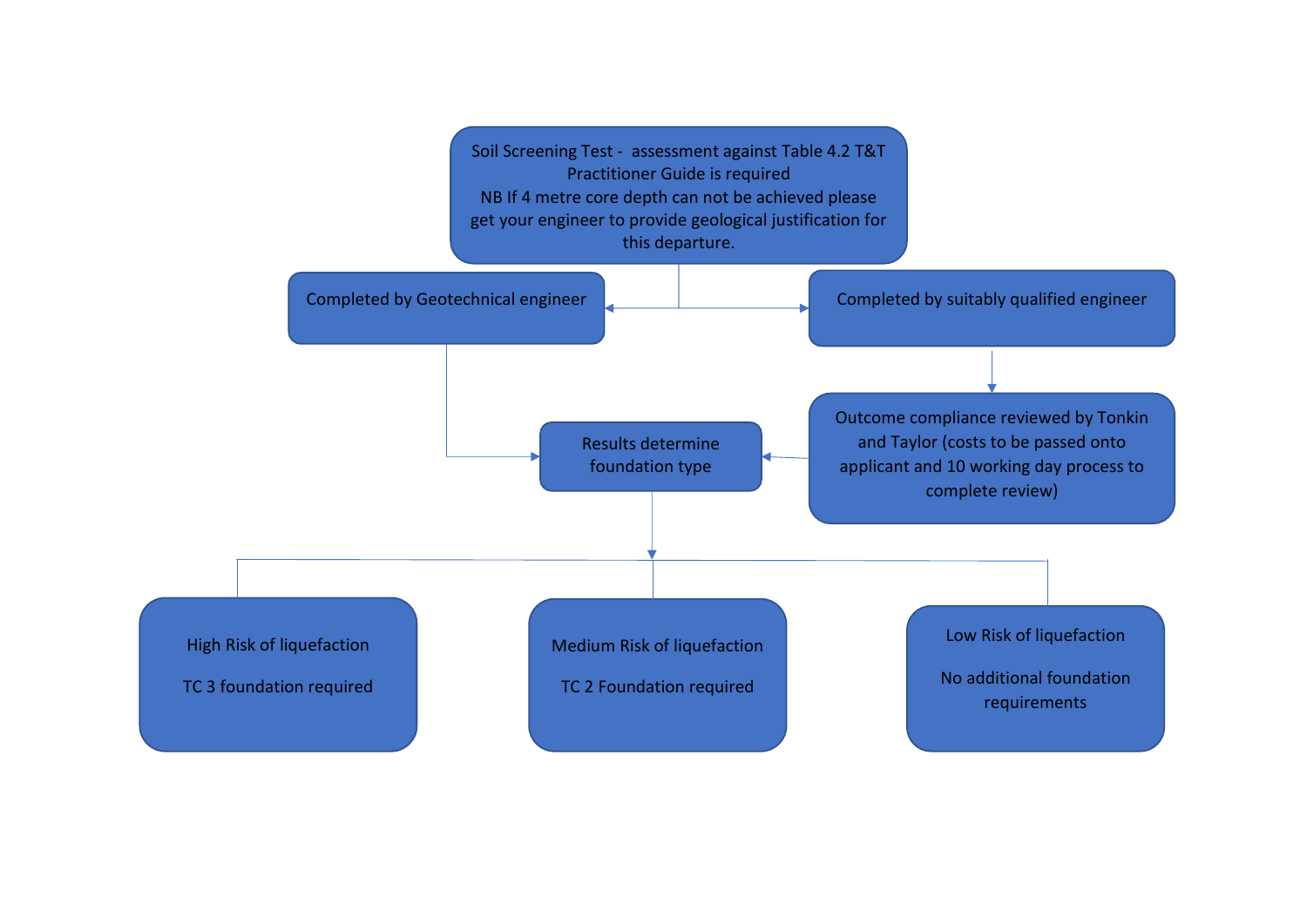Soil Screening Test - assessment against Table 4.2 T&T Practitioner Guide is required
NB If 4 metre core depth can not be achieved please get your engineer to provide geological justification for this departure.

Completed by Geotechnical engineer

Completed by suitably qualified engineer

Outcome compliance reviewed by Tonkin and Taylor (costs to be passed onto applicant and 10 working day process to complete review)

Results determine foundation type

High Risk of liquefaction

TC 3 foundation required

Medium Risk of liquefaction

TC 2 Foundation required

Low Risk of liquefaction

No additional foundation requirements